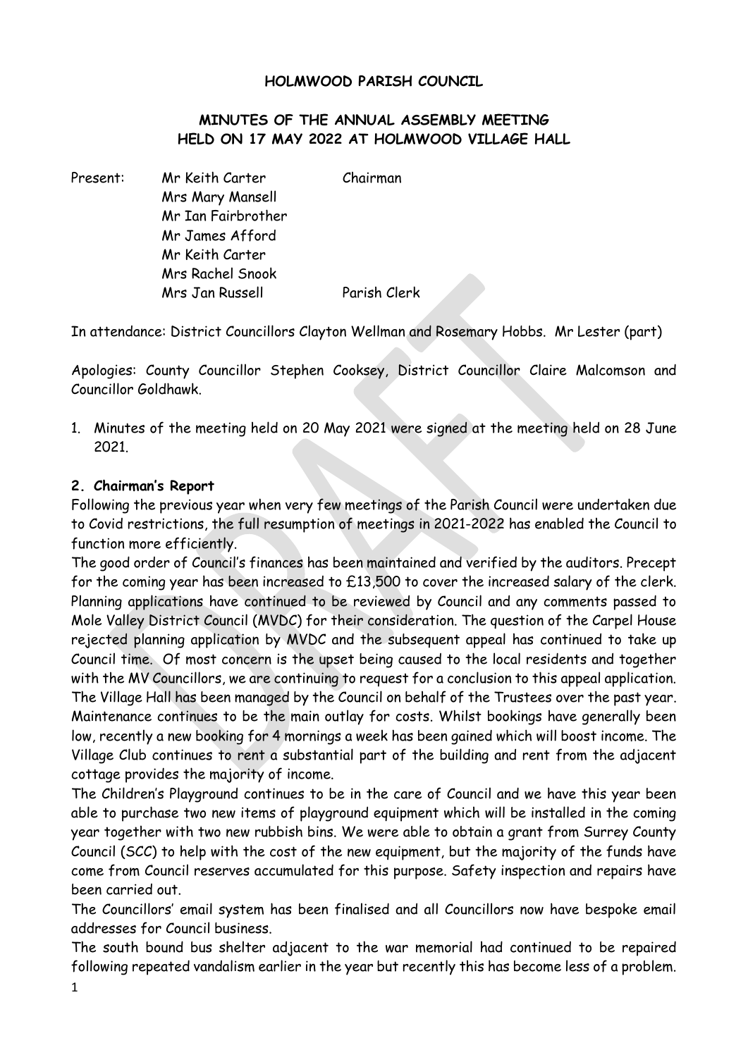**HOLMWOOD PARISH COUNCIL**

**MINUTES OF THE ANNUAL ASSEMBLY MEETING HELD ON 17 MAY 2022 AT HOLMWOOD VILLAGE HALL**

Present:
Mr Keith Carter — Chairman
Mrs Mary Mansell
Mr Ian Fairbrother
Mr James Afford
Mr Keith Carter
Mrs Rachel Snook
Mrs Jan Russell — Parish Clerk

In attendance: District Councillors Clayton Wellman and Rosemary Hobbs. Mr Lester (part)

Apologies: County Councillor Stephen Cooksey, District Councillor Claire Malcomson and Councillor Goldhawk.

1. Minutes of the meeting held on 20 May 2021 were signed at the meeting held on 28 June 2021.

**2. Chairman's Report**

Following the previous year when very few meetings of the Parish Council were undertaken due to Covid restrictions, the full resumption of meetings in 2021-2022 has enabled the Council to function more efficiently.

The good order of Council's finances has been maintained and verified by the auditors. Precept for the coming year has been increased to £13,500 to cover the increased salary of the clerk. Planning applications have continued to be reviewed by Council and any comments passed to Mole Valley District Council (MVDC) for their consideration. The question of the Carpel House rejected planning application by MVDC and the subsequent appeal has continued to take up Council time. Of most concern is the upset being caused to the local residents and together with the MV Councillors, we are continuing to request for a conclusion to this appeal application.

The Village Hall has been managed by the Council on behalf of the Trustees over the past year. Maintenance continues to be the main outlay for costs. Whilst bookings have generally been low, recently a new booking for 4 mornings a week has been gained which will boost income. The Village Club continues to rent a substantial part of the building and rent from the adjacent cottage provides the majority of income.

The Children's Playground continues to be in the care of Council and we have this year been able to purchase two new items of playground equipment which will be installed in the coming year together with two new rubbish bins. We were able to obtain a grant from Surrey County Council (SCC) to help with the cost of the new equipment, but the majority of the funds have come from Council reserves accumulated for this purpose. Safety inspection and repairs have been carried out.

The Councillors' email system has been finalised and all Councillors now have bespoke email addresses for Council business.

The south bound bus shelter adjacent to the war memorial had continued to be repaired following repeated vandalism earlier in the year but recently this has become less of a problem.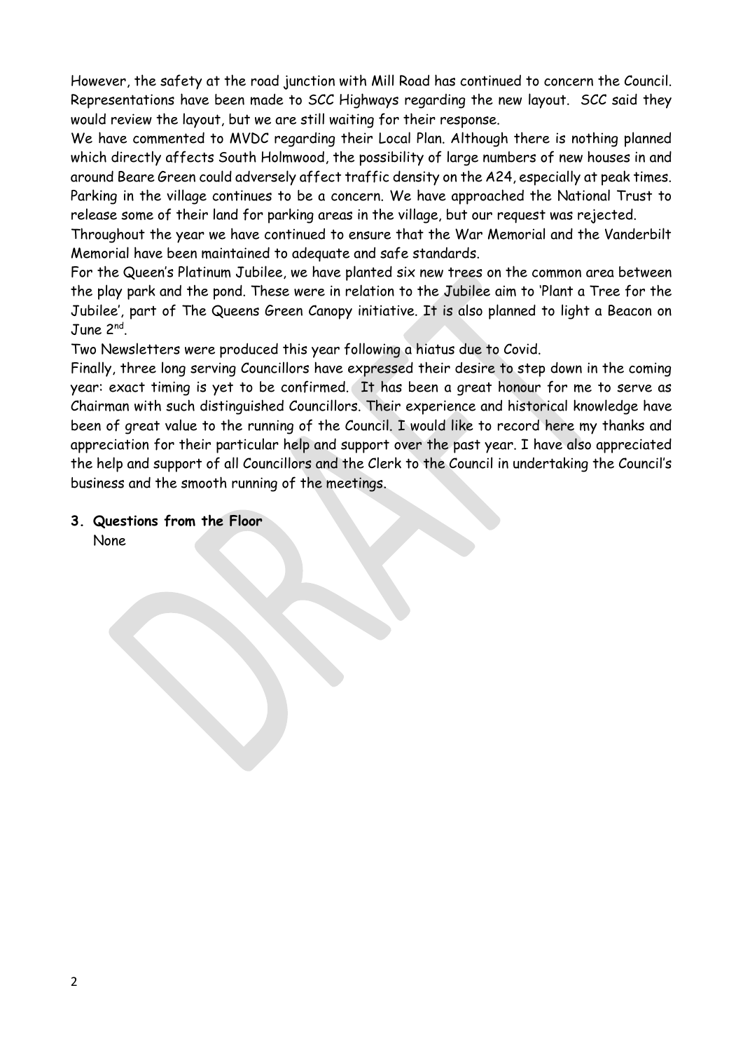However, the safety at the road junction with Mill Road has continued to concern the Council. Representations have been made to SCC Highways regarding the new layout. SCC said they would review the layout, but we are still waiting for their response.

We have commented to MVDC regarding their Local Plan. Although there is nothing planned which directly affects South Holmwood, the possibility of large numbers of new houses in and around Beare Green could adversely affect traffic density on the A24, especially at peak times.

Parking in the village continues to be a concern. We have approached the National Trust to release some of their land for parking areas in the village, but our request was rejected.

Throughout the year we have continued to ensure that the War Memorial and the Vanderbilt Memorial have been maintained to adequate and safe standards.

For the Queen's Platinum Jubilee, we have planted six new trees on the common area between the play park and the pond. These were in relation to the Jubilee aim to 'Plant a Tree for the Jubilee', part of The Queens Green Canopy initiative. It is also planned to light a Beacon on June 2nd.

Two Newsletters were produced this year following a hiatus due to Covid.

Finally, three long serving Councillors have expressed their desire to step down in the coming year: exact timing is yet to be confirmed. It has been a great honour for me to serve as Chairman with such distinguished Councillors. Their experience and historical knowledge have been of great value to the running of the Council. I would like to record here my thanks and appreciation for their particular help and support over the past year. I have also appreciated the help and support of all Councillors and the Clerk to the Council in undertaking the Council's business and the smooth running of the meetings.

**3. Questions from the Floor**

None